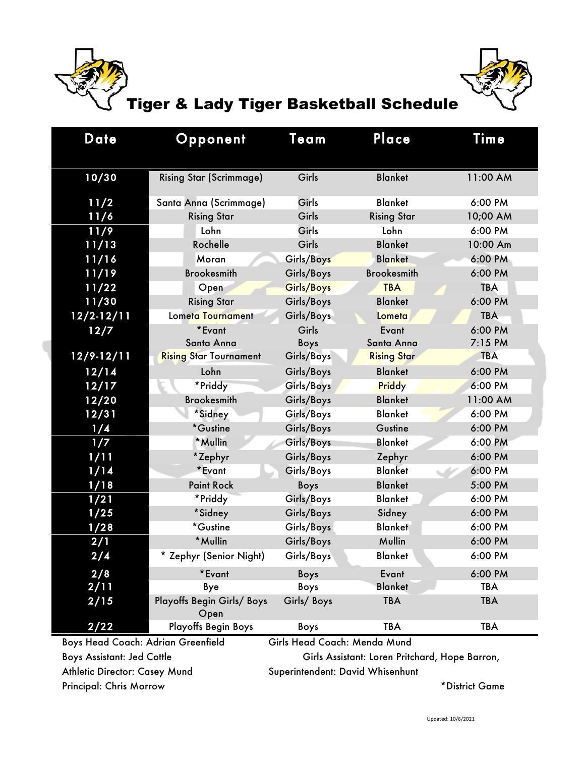# Tiger & Lady Tiger Basketball Schedule

| Date | Opponent | Team | Place | Time |
|---|---|---|---|---|
| 10/30 | Rising Star (Scrimmage) | Girls | Blanket | 11:00 AM |
| 11/2 | Santa Anna (Scrimmage) | Girls | Blanket | 6:00 PM |
| 11/6 | Rising Star | Girls | Rising Star | 10;00 AM |
| 11/9 | Lohn | Girls | Lohn | 6:00 PM |
| 11/13 | Rochelle | Girls | Blanket | 10:00 Am |
| 11/16 | Moran | Girls/Boys | Blanket | 6:00 PM |
| 11/19 | Brookesmith | Girls/Boys | Brookesmith | 6:00 PM |
| 11/22 | Open | Girls/Boys | TBA | TBA |
| 11/30 | Rising Star | Girls/Boys | Blanket | 6:00 PM |
| 12/2-12/11 | Lometa Tournament | Girls/Boys | Lometa | TBA |
| 12/7 | *Evant<br>Santa Anna | Girls<br>Boys | Evant<br>Santa Anna | 6:00 PM<br>7:15 PM |
| 12/9-12/11 | Rising Star Tournament | Girls/Boys | Rising Star | TBA |
| 12/14 | Lohn | Girls/Boys | Blanket | 6:00 PM |
| 12/17 | *Priddy | Girls/Boys | Priddy | 6:00 PM |
| 12/20 | Brookesmith | Girls/Boys | Blanket | 11:00 AM |
| 12/31 | *Sidney | Girls/Boys | Blanket | 6:00 PM |
| 1/4 | *Gustine | Girls/Boys | Gustine | 6:00 PM |
| 1/7 | *Mullin | Girls/Boys | Blanket | 6:00 PM |
| 1/11 | *Zephyr | Girls/Boys | Zephyr | 6:00 PM |
| 1/14 | *Evant | Girls/Boys | Blanket | 6:00 PM |
| 1/18 | Paint Rock | Boys | Blanket | 5:00 PM |
| 1/21 | *Priddy | Girls/Boys | Blanket | 6:00 PM |
| 1/25 | *Sidney | Girls/Boys | Sidney | 6:00 PM |
| 1/28 | *Gustine | Girls/Boys | Blanket | 6:00 PM |
| 2/1 | *Mullin | Girls/Boys | Mullin | 6:00 PM |
| 2/4 | * Zephyr (Senior Night) | Girls/Boys | Blanket | 6:00 PM |
| 2/8 | *Evant | Boys | Evant | 6:00 PM |
| 2/11 | Bye | Boys | Blanket | TBA |
| 2/15 | Playoffs Begin Girls/ Boys Open | Girls/ Boys | TBA | TBA |
| 2/22 | Playoffs Begin Boys | Boys | TBA | TBA |

Boys Head Coach: Adrian Greenfield

Boys Assistant: Jed Cottle

Athletic Director: Casey Mund

Principal: Chris Morrow

Girls Head Coach: Menda Mund

Girls Assistant: Loren Pritchard, Hope Barron,

Superintendent: David Whisenhunt

*District Game

Updated: 10/6/2021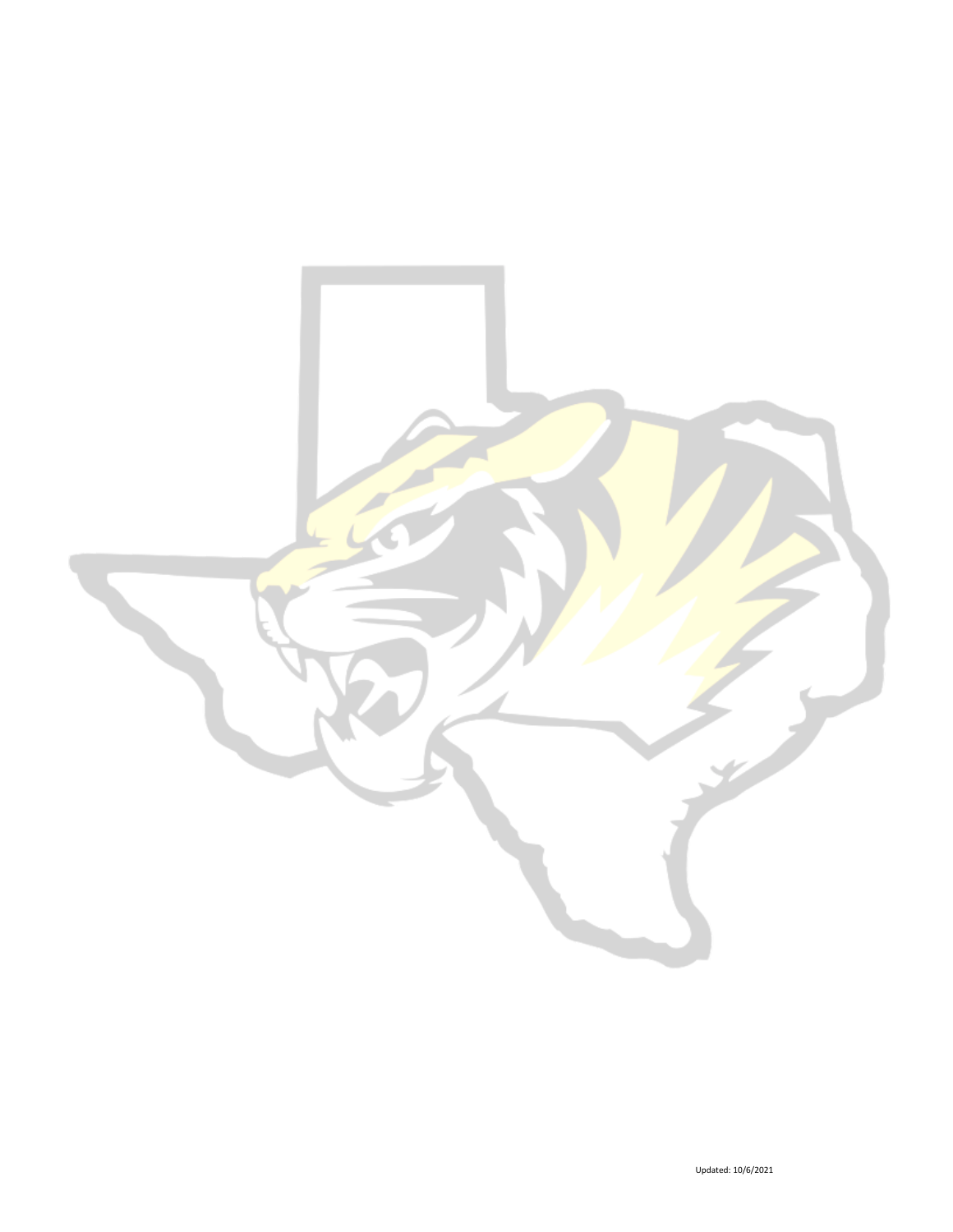Updated: 10/6/2021